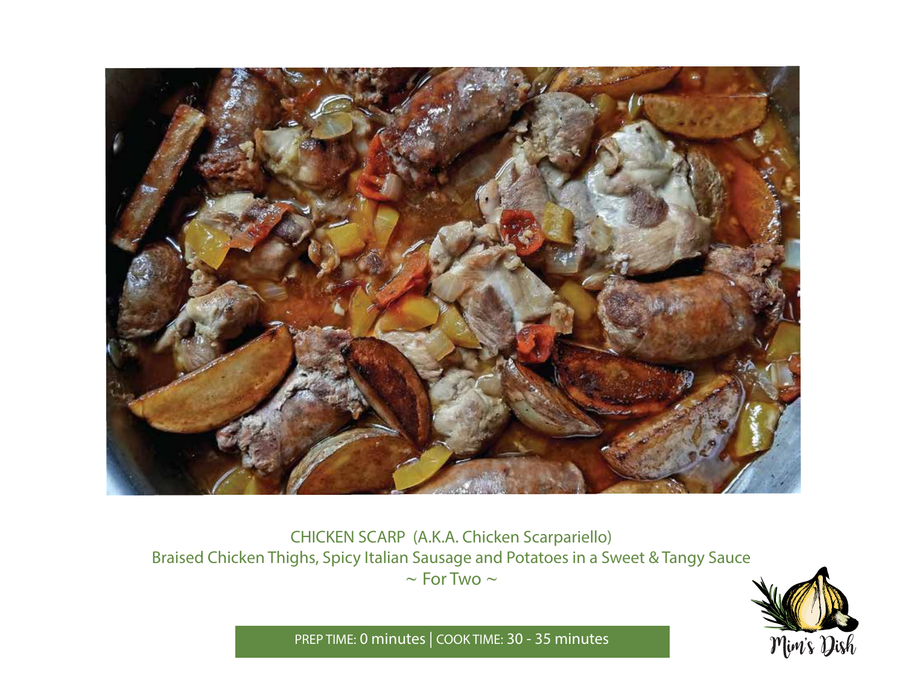# CHICKEN SCARP (A.K.A. Chicken Scarpariello)

## Braised Chicken Thighs, Spicy Italian Sausage and Potatoes in a Sweet & Tangy Sauce

~ For Two ~

PREP TIME: 0 minutes | COOK TIME: 30 - 35 minutes

Mim's Dish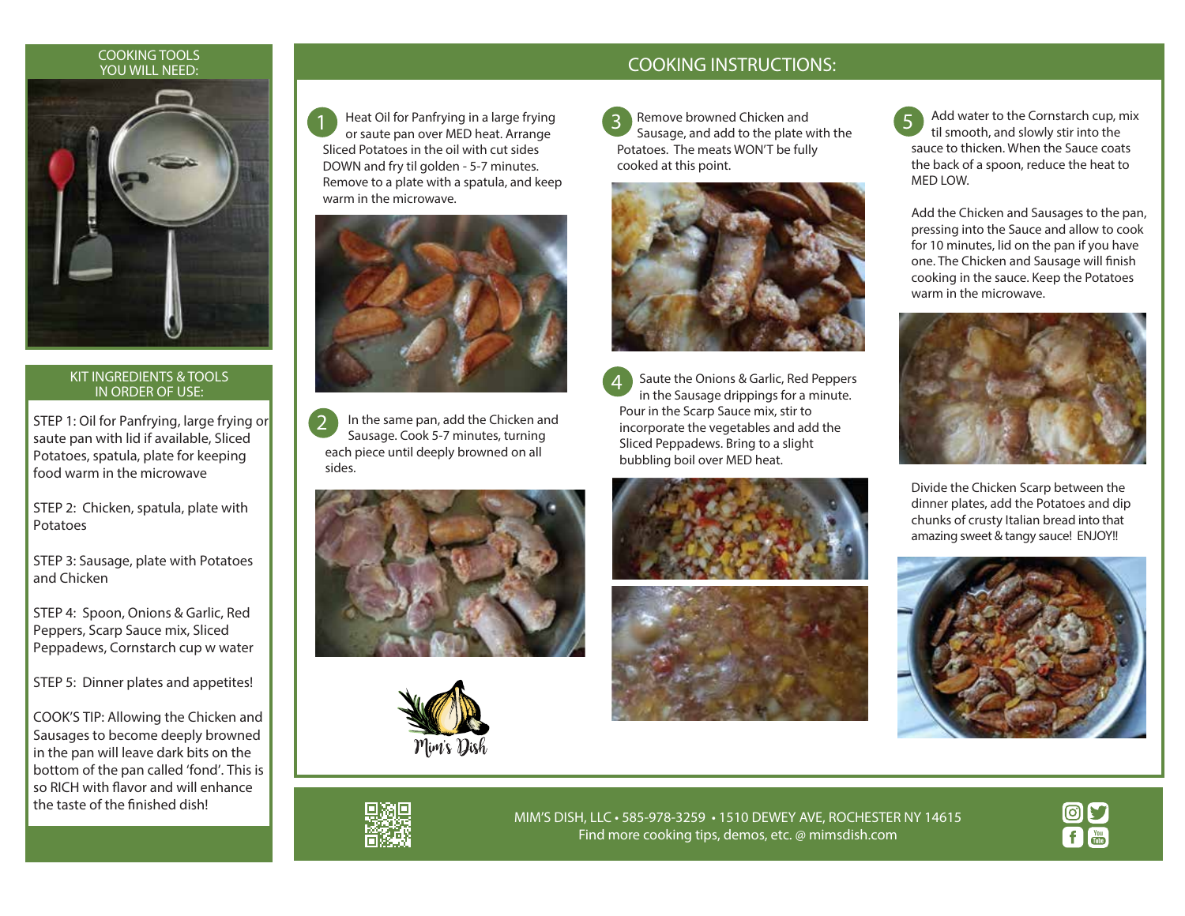## COOKING TOOLS YOU WILL NEED:

## KIT INGREDIENTS & TOOLS IN ORDER OF USE:

STEP 1: Oil for Panfrying, large frying or saute pan with lid if available, Sliced Potatoes, spatula, plate for keeping food warm in the microwave

STEP 2: Chicken, spatula, plate with Potatoes

STEP 3: Sausage, plate with Potatoes and Chicken

STEP 4: Spoon, Onions & Garlic, Red Peppers, Scarp Sauce mix, Sliced Peppadews, Cornstarch cup w water

STEP 5: Dinner plates and appetites!

COOK'S TIP: Allowing the Chicken and Sausages to become deeply browned in the pan will leave dark bits on the bottom of the pan called 'fond'. This is so RICH with flavor and will enhance the taste of the finished dish!

## COOKING INSTRUCTIONS:

1. Heat Oil for Panfrying in a large frying or saute pan over MED heat. Arrange Sliced Potatoes in the oil with cut sides DOWN and fry til golden - 5-7 minutes. Remove to a plate with a spatula, and keep warm in the microwave.

2. In the same pan, add the Chicken and Sausage. Cook 5-7 minutes, turning each piece until deeply browned on all sides.

Mim's Dish

3. Remove browned Chicken and Sausage, and add to the plate with the Potatoes. The meats WON'T be fully cooked at this point.

4. Saute the Onions & Garlic, Red Peppers in the Sausage drippings for a minute. Pour in the Scarp Sauce mix, stir to incorporate the vegetables and add the Sliced Peppadews. Bring to a slight bubbling boil over MED heat.

5. Add water to the Cornstarch cup, mix til smooth, and slowly stir into the sauce to thicken. When the Sauce coats the back of a spoon, reduce the heat to MED LOW.

Add the Chicken and Sausages to the pan, pressing into the Sauce and allow to cook for 10 minutes, lid on the pan if you have one. The Chicken and Sausage will finish cooking in the sauce. Keep the Potatoes warm in the microwave.

Divide the Chicken Scarp between the dinner plates, add the Potatoes and dip chunks of crusty Italian bread into that amazing sweet & tangy sauce! ENJOY!!

MIM'S DISH, LLC • 585-978-3259 • 1510 DEWEY AVE, ROCHESTER NY 14615
Find more cooking tips, demos, etc. @ mimsdish.com